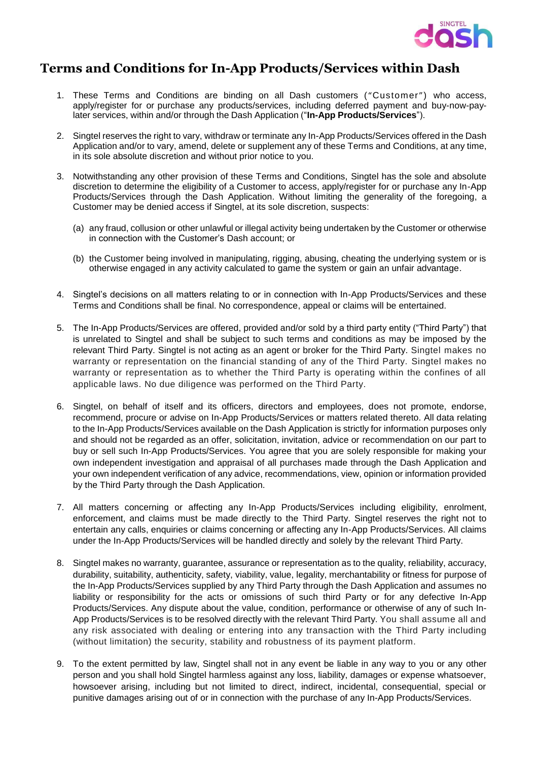# Terms and Conditions for In-App Products/Services within Dash

1. These Terms and Conditions are binding on all Dash customers ("Customer") who access, apply/register for or purchase any products/services, including deferred payment and buy-now-pay-later services, within and/or through the Dash Application ("**In-App Products/Services**").

2. Singtel reserves the right to vary, withdraw or terminate any In-App Products/Services offered in the Dash Application and/or to vary, amend, delete or supplement any of these Terms and Conditions, at any time, in its sole absolute discretion and without prior notice to you.

3. Notwithstanding any other provision of these Terms and Conditions, Singtel has the sole and absolute discretion to determine the eligibility of a Customer to access, apply/register for or purchase any In-App Products/Services through the Dash Application. Without limiting the generality of the foregoing, a Customer may be denied access if Singtel, at its sole discretion, suspects:

   (a) any fraud, collusion or other unlawful or illegal activity being undertaken by the Customer or otherwise in connection with the Customer's Dash account; or

   (b) the Customer being involved in manipulating, rigging, abusing, cheating the underlying system or is otherwise engaged in any activity calculated to game the system or gain an unfair advantage.

4. Singtel's decisions on all matters relating to or in connection with In-App Products/Services and these Terms and Conditions shall be final. No correspondence, appeal or claims will be entertained.

5. The In-App Products/Services are offered, provided and/or sold by a third party entity ("Third Party") that is unrelated to Singtel and shall be subject to such terms and conditions as may be imposed by the relevant Third Party. Singtel is not acting as an agent or broker for the Third Party. Singtel makes no warranty or representation on the financial standing of any of the Third Party. Singtel makes no warranty or representation as to whether the Third Party is operating within the confines of all applicable laws. No due diligence was performed on the Third Party.

6. Singtel, on behalf of itself and its officers, directors and employees, does not promote, endorse, recommend, procure or advise on In-App Products/Services or matters related thereto. All data relating to the In-App Products/Services available on the Dash Application is strictly for information purposes only and should not be regarded as an offer, solicitation, invitation, advice or recommendation on our part to buy or sell such In-App Products/Services. You agree that you are solely responsible for making your own independent investigation and appraisal of all purchases made through the Dash Application and your own independent verification of any advice, recommendations, view, opinion or information provided by the Third Party through the Dash Application.

7. All matters concerning or affecting any In-App Products/Services including eligibility, enrolment, enforcement, and claims must be made directly to the Third Party. Singtel reserves the right not to entertain any calls, enquiries or claims concerning or affecting any In-App Products/Services. All claims under the In-App Products/Services will be handled directly and solely by the relevant Third Party.

8. Singtel makes no warranty, guarantee, assurance or representation as to the quality, reliability, accuracy, durability, suitability, authenticity, safety, viability, value, legality, merchantability or fitness for purpose of the In-App Products/Services supplied by any Third Party through the Dash Application and assumes no liability or responsibility for the acts or omissions of such third Party or for any defective In-App Products/Services. Any dispute about the value, condition, performance or otherwise of any of such In-App Products/Services is to be resolved directly with the relevant Third Party. You shall assume all and any risk associated with dealing or entering into any transaction with the Third Party including (without limitation) the security, stability and robustness of its payment platform.

9. To the extent permitted by law, Singtel shall not in any event be liable in any way to you or any other person and you shall hold Singtel harmless against any loss, liability, damages or expense whatsoever, howsoever arising, including but not limited to direct, indirect, incidental, consequential, special or punitive damages arising out of or in connection with the purchase of any In-App Products/Services.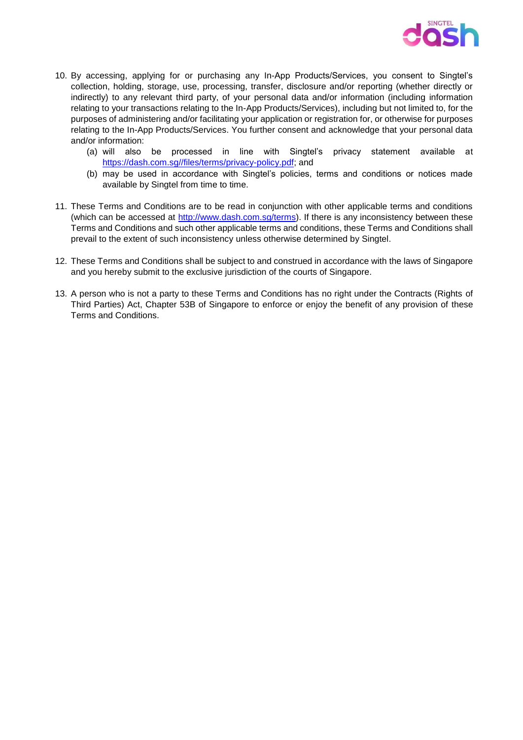10. By accessing, applying for or purchasing any In-App Products/Services, you consent to Singtel's collection, holding, storage, use, processing, transfer, disclosure and/or reporting (whether directly or indirectly) to any relevant third party, of your personal data and/or information (including information relating to your transactions relating to the In-App Products/Services), including but not limited to, for the purposes of administering and/or facilitating your application or registration for, or otherwise for purposes relating to the In-App Products/Services. You further consent and acknowledge that your personal data and/or information:
    (a) will also be processed in line with Singtel's privacy statement available at [https://dash.com.sg//files/terms/privacy-policy.pdf](https://dash.com.sg//files/terms/privacy-policy.pdf); and
    (b) may be used in accordance with Singtel's policies, terms and conditions or notices made available by Singtel from time to time.

11. These Terms and Conditions are to be read in conjunction with other applicable terms and conditions (which can be accessed at [http://www.dash.com.sg/terms](http://www.dash.com.sg/terms)). If there is any inconsistency between these Terms and Conditions and such other applicable terms and conditions, these Terms and Conditions shall prevail to the extent of such inconsistency unless otherwise determined by Singtel.

12. These Terms and Conditions shall be subject to and construed in accordance with the laws of Singapore and you hereby submit to the exclusive jurisdiction of the courts of Singapore.

13. A person who is not a party to these Terms and Conditions has no right under the Contracts (Rights of Third Parties) Act, Chapter 53B of Singapore to enforce or enjoy the benefit of any provision of these Terms and Conditions.